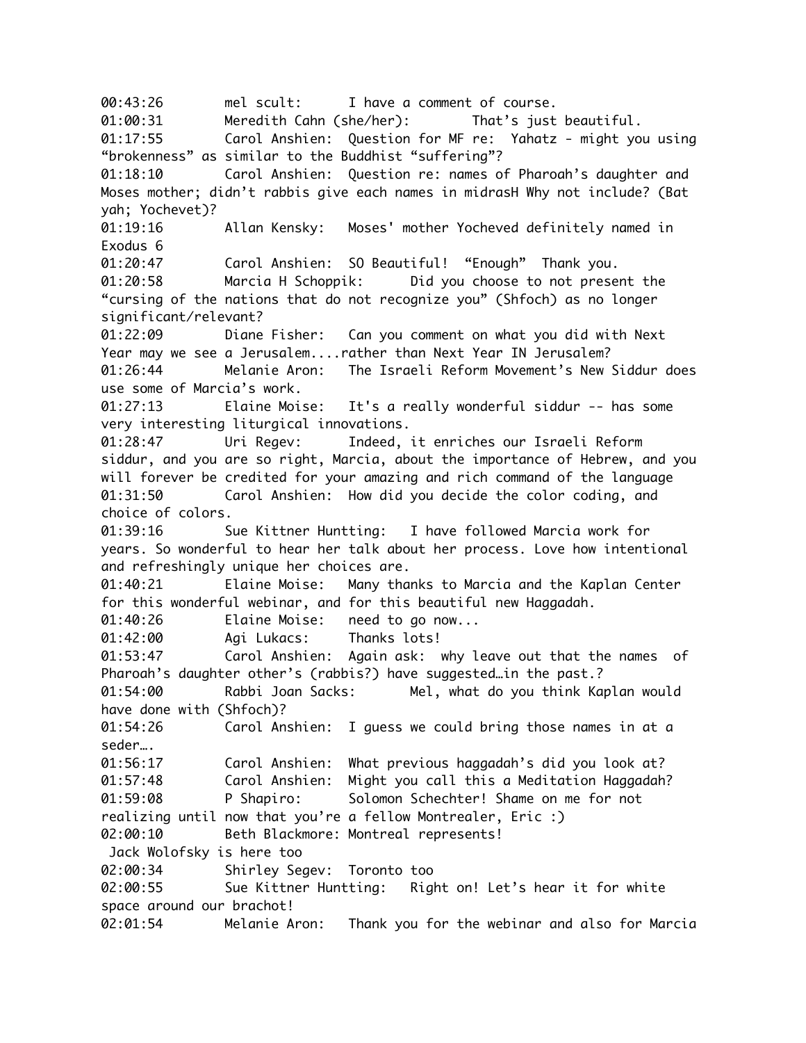00:43:26 mel scult: I have a comment of course.
01:00:31 Meredith Cahn (she/her): That's just beautiful.
01:17:55 Carol Anshien: Question for MF re: Yahatz - might you using "brokenness" as similar to the Buddhist "suffering"?
01:18:10 Carol Anshien: Question re: names of Pharoah's daughter and Moses mother; didn't rabbis give each names in midrasH Why not include? (Bat yah; Yochevet)?
01:19:16 Allan Kensky: Moses' mother Yocheved definitely named in Exodus 6
01:20:47 Carol Anshien: SO Beautiful! "Enough" Thank you.
01:20:58 Marcia H Schoppik: Did you choose to not present the "cursing of the nations that do not recognize you" (Shfoch) as no longer significant/relevant?
01:22:09 Diane Fisher: Can you comment on what you did with Next Year may we see a Jerusalem....rather than Next Year IN Jerusalem?
01:26:44 Melanie Aron: The Israeli Reform Movement's New Siddur does use some of Marcia's work.
01:27:13 Elaine Moise: It's a really wonderful siddur -- has some very interesting liturgical innovations.
01:28:47 Uri Regev: Indeed, it enriches our Israeli Reform siddur, and you are so right, Marcia, about the importance of Hebrew, and you will forever be credited for your amazing and rich command of the language
01:31:50 Carol Anshien: How did you decide the color coding, and choice of colors.
01:39:16 Sue Kittner Huntting: I have followed Marcia work for years. So wonderful to hear her talk about her process. Love how intentional and refreshingly unique her choices are.
01:40:21 Elaine Moise: Many thanks to Marcia and the Kaplan Center for this wonderful webinar, and for this beautiful new Haggadah.
01:40:26 Elaine Moise: need to go now...
01:42:00 Agi Lukacs: Thanks lots!
01:53:47 Carol Anshien: Again ask: why leave out that the names of Pharoah's daughter other's (rabbis?) have suggested…in the past.?
01:54:00 Rabbi Joan Sacks: Mel, what do you think Kaplan would have done with (Shfoch)?
01:54:26 Carol Anshien: I guess we could bring those names in at a seder….
01:56:17 Carol Anshien: What previous haggadah's did you look at?
01:57:48 Carol Anshien: Might you call this a Meditation Haggadah?
01:59:08 P Shapiro: Solomon Schechter! Shame on me for not realizing until now that you're a fellow Montrealer, Eric :)
02:00:10 Beth Blackmore: Montreal represents!
Jack Wolofsky is here too
02:00:34 Shirley Segev: Toronto too
02:00:55 Sue Kittner Huntting: Right on! Let's hear it for white space around our brachot!
02:01:54 Melanie Aron: Thank you for the webinar and also for Marcia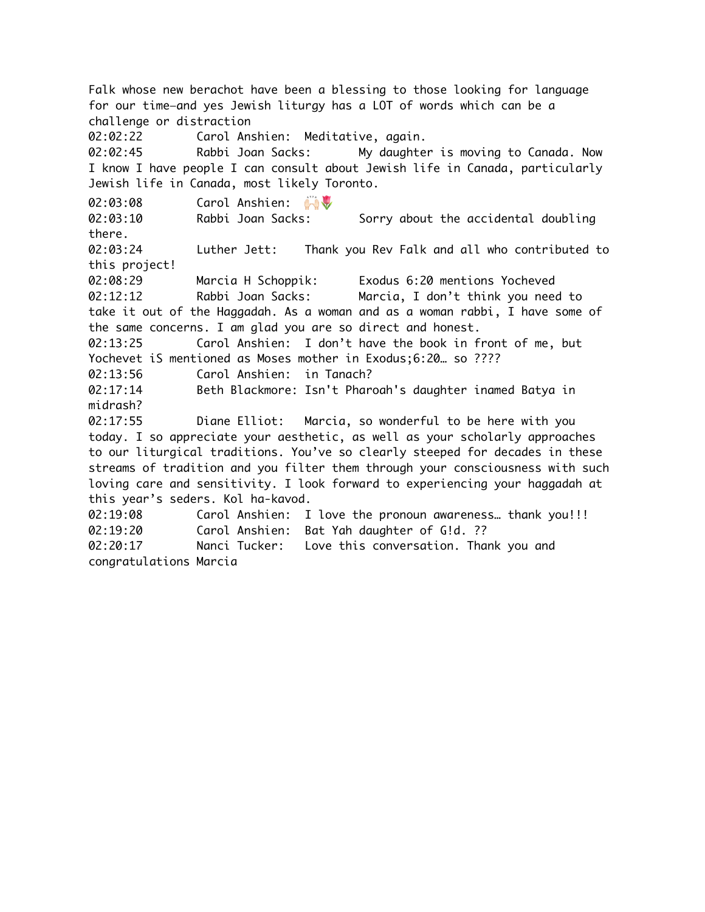Falk whose new berachot have been a blessing to those looking for language for our time—and yes Jewish liturgy has a LOT of words which can be a challenge or distraction

02:02:22	Carol Anshien:	Meditative, again.

02:02:45	Rabbi Joan Sacks:	My daughter is moving to Canada. Now I know I have people I can consult about Jewish life in Canada, particularly Jewish life in Canada, most likely Toronto.

02:03:08	Carol Anshien:	🙌🌷

02:03:10	Rabbi Joan Sacks:	Sorry about the accidental doubling there.

02:03:24	Luther Jett:	Thank you Rev Falk and all who contributed to this project!

02:08:29	Marcia H Schoppik:	Exodus 6:20 mentions Yocheved

02:12:12	Rabbi Joan Sacks:	Marcia, I don't think you need to take it out of the Haggadah. As a woman and as a woman rabbi, I have some of the same concerns. I am glad you are so direct and honest.

02:13:25	Carol Anshien:	I don't have the book in front of me, but Yochevet iS mentioned as Moses mother in Exodus;6:20… so ????

02:13:56	Carol Anshien:	in Tanach?

02:17:14	Beth Blackmore:	Isn't Pharoah's daughter inamed Batya in midrash?

02:17:55	Diane Elliot:	Marcia, so wonderful to be here with you today. I so appreciate your aesthetic, as well as your scholarly approaches to our liturgical traditions. You've so clearly steeped for decades in these streams of tradition and you filter them through your consciousness with such loving care and sensitivity. I look forward to experiencing your haggadah at this year's seders. Kol ha-kavod.

02:19:08	Carol Anshien:	I love the pronoun awareness… thank you!!!

02:19:20	Carol Anshien:	Bat Yah daughter of G!d. ??

02:20:17	Nanci Tucker:	Love this conversation. Thank you and congratulations Marcia